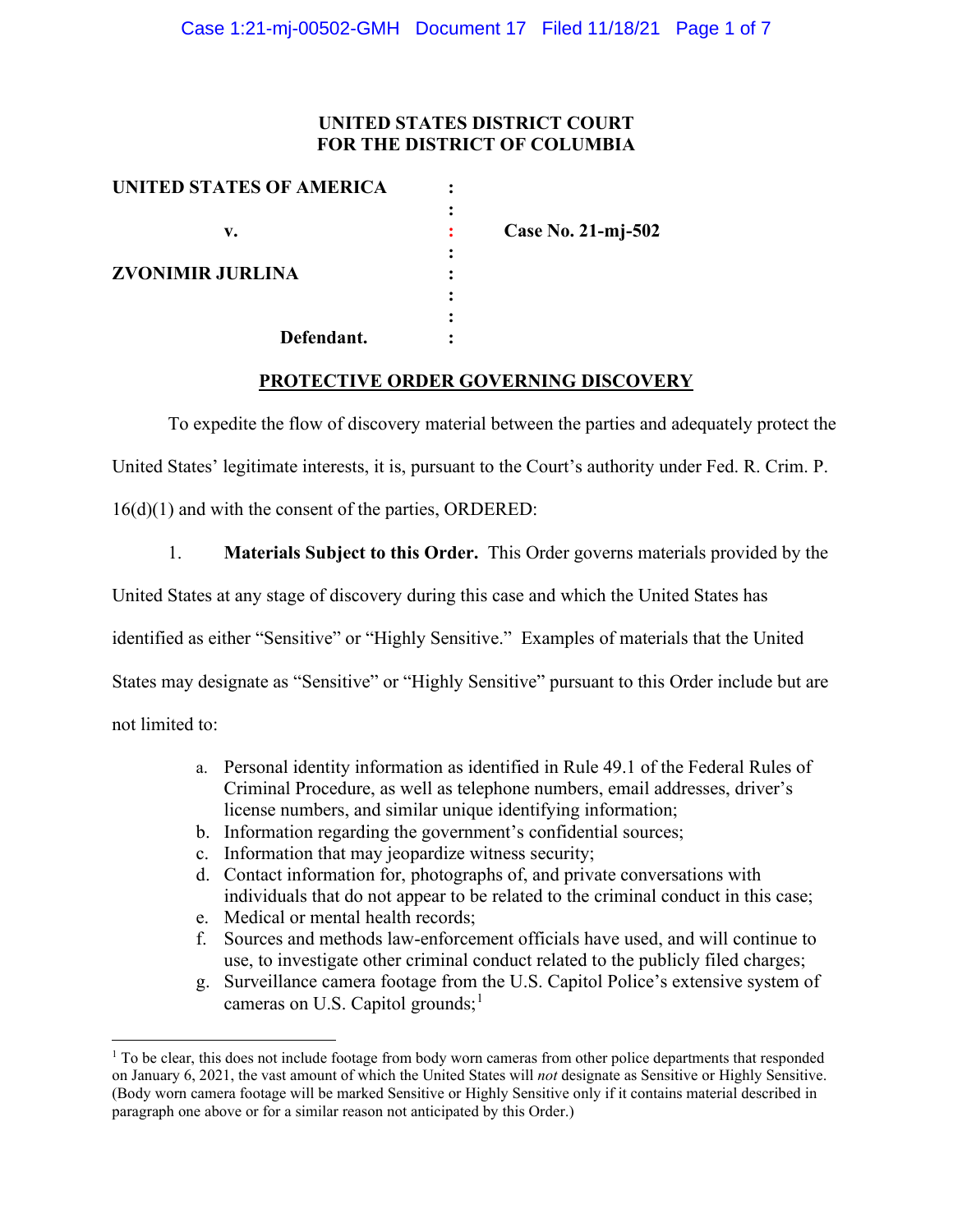**UNITED STATES DISTRICT COURT**
**FOR THE DISTRICT OF COLUMBIA**

| | | |
|---|---|---|
| **UNITED STATES OF AMERICA** | : | |
| v. | : | **Case No. 21-mj-502** |
| **ZVONIMIR JURLINA** | : | |
| **Defendant.** | : | |

## PROTECTIVE ORDER GOVERNING DISCOVERY

To expedite the flow of discovery material between the parties and adequately protect the United States' legitimate interests, it is, pursuant to the Court's authority under Fed. R. Crim. P. 16(d)(1) and with the consent of the parties, ORDERED:

1. **Materials Subject to this Order.** This Order governs materials provided by the United States at any stage of discovery during this case and which the United States has identified as either "Sensitive" or "Highly Sensitive." Examples of materials that the United States may designate as "Sensitive" or "Highly Sensitive" pursuant to this Order include but are not limited to:

   a. Personal identity information as identified in Rule 49.1 of the Federal Rules of Criminal Procedure, as well as telephone numbers, email addresses, driver's license numbers, and similar unique identifying information;
   b. Information regarding the government's confidential sources;
   c. Information that may jeopardize witness security;
   d. Contact information for, photographs of, and private conversations with individuals that do not appear to be related to the criminal conduct in this case;
   e. Medical or mental health records;
   f. Sources and methods law-enforcement officials have used, and will continue to use, to investigate other criminal conduct related to the publicly filed charges;
   g. Surveillance camera footage from the U.S. Capitol Police's extensive system of cameras on U.S. Capitol grounds;[1]

[1] To be clear, this does not include footage from body worn cameras from other police departments that responded on January 6, 2021, the vast amount of which the United States will *not* designate as Sensitive or Highly Sensitive. (Body worn camera footage will be marked Sensitive or Highly Sensitive only if it contains material described in paragraph one above or for a similar reason not anticipated by this Order.)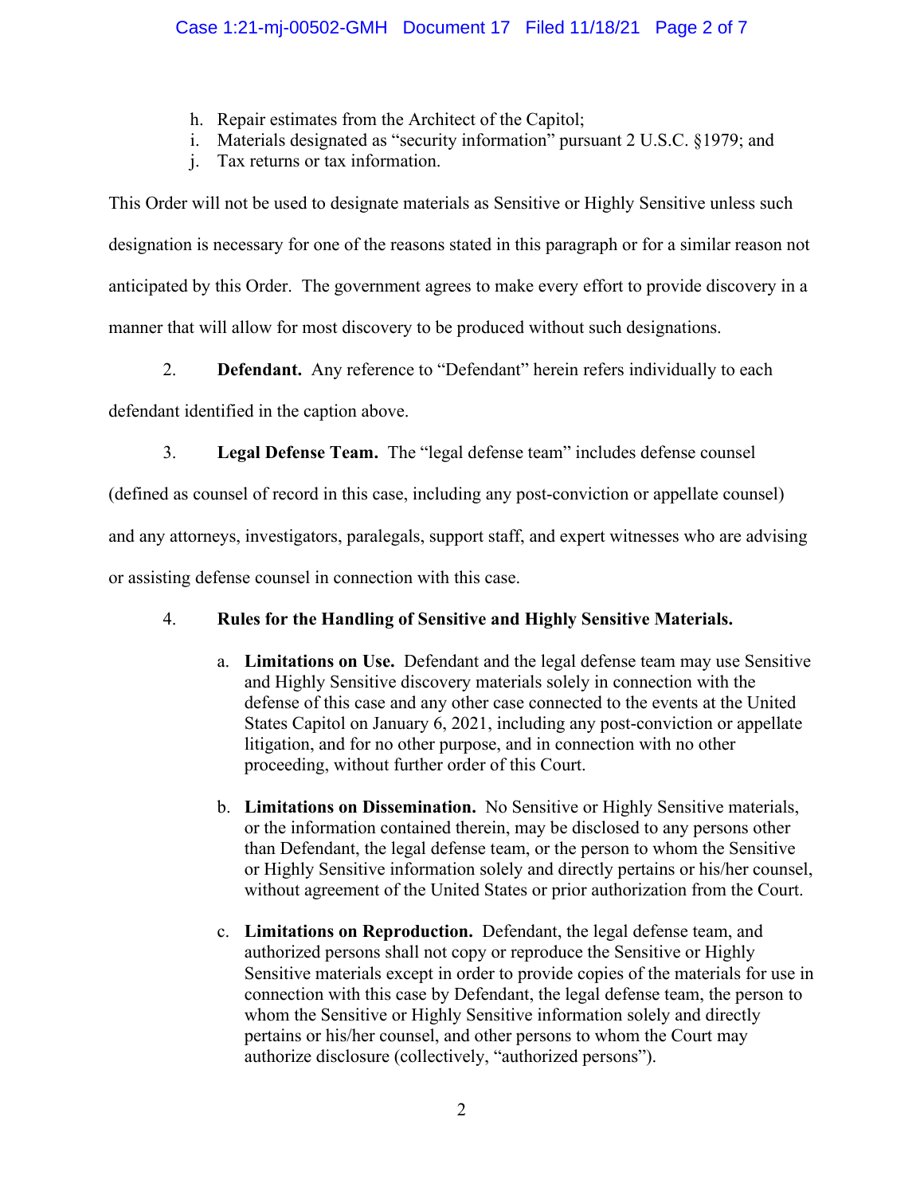h. Repair estimates from the Architect of the Capitol;
i. Materials designated as "security information" pursuant 2 U.S.C. §1979; and
j. Tax returns or tax information.

This Order will not be used to designate materials as Sensitive or Highly Sensitive unless such designation is necessary for one of the reasons stated in this paragraph or for a similar reason not anticipated by this Order. The government agrees to make every effort to provide discovery in a manner that will allow for most discovery to be produced without such designations.

2. **Defendant.** Any reference to "Defendant" herein refers individually to each defendant identified in the caption above.

3. **Legal Defense Team.** The "legal defense team" includes defense counsel (defined as counsel of record in this case, including any post-conviction or appellate counsel) and any attorneys, investigators, paralegals, support staff, and expert witnesses who are advising or assisting defense counsel in connection with this case.

4. **Rules for the Handling of Sensitive and Highly Sensitive Materials.**

   a. **Limitations on Use.** Defendant and the legal defense team may use Sensitive and Highly Sensitive discovery materials solely in connection with the defense of this case and any other case connected to the events at the United States Capitol on January 6, 2021, including any post-conviction or appellate litigation, and for no other purpose, and in connection with no other proceeding, without further order of this Court.

   b. **Limitations on Dissemination.** No Sensitive or Highly Sensitive materials, or the information contained therein, may be disclosed to any persons other than Defendant, the legal defense team, or the person to whom the Sensitive or Highly Sensitive information solely and directly pertains or his/her counsel, without agreement of the United States or prior authorization from the Court.

   c. **Limitations on Reproduction.** Defendant, the legal defense team, and authorized persons shall not copy or reproduce the Sensitive or Highly Sensitive materials except in order to provide copies of the materials for use in connection with this case by Defendant, the legal defense team, the person to whom the Sensitive or Highly Sensitive information solely and directly pertains or his/her counsel, and other persons to whom the Court may authorize disclosure (collectively, "authorized persons").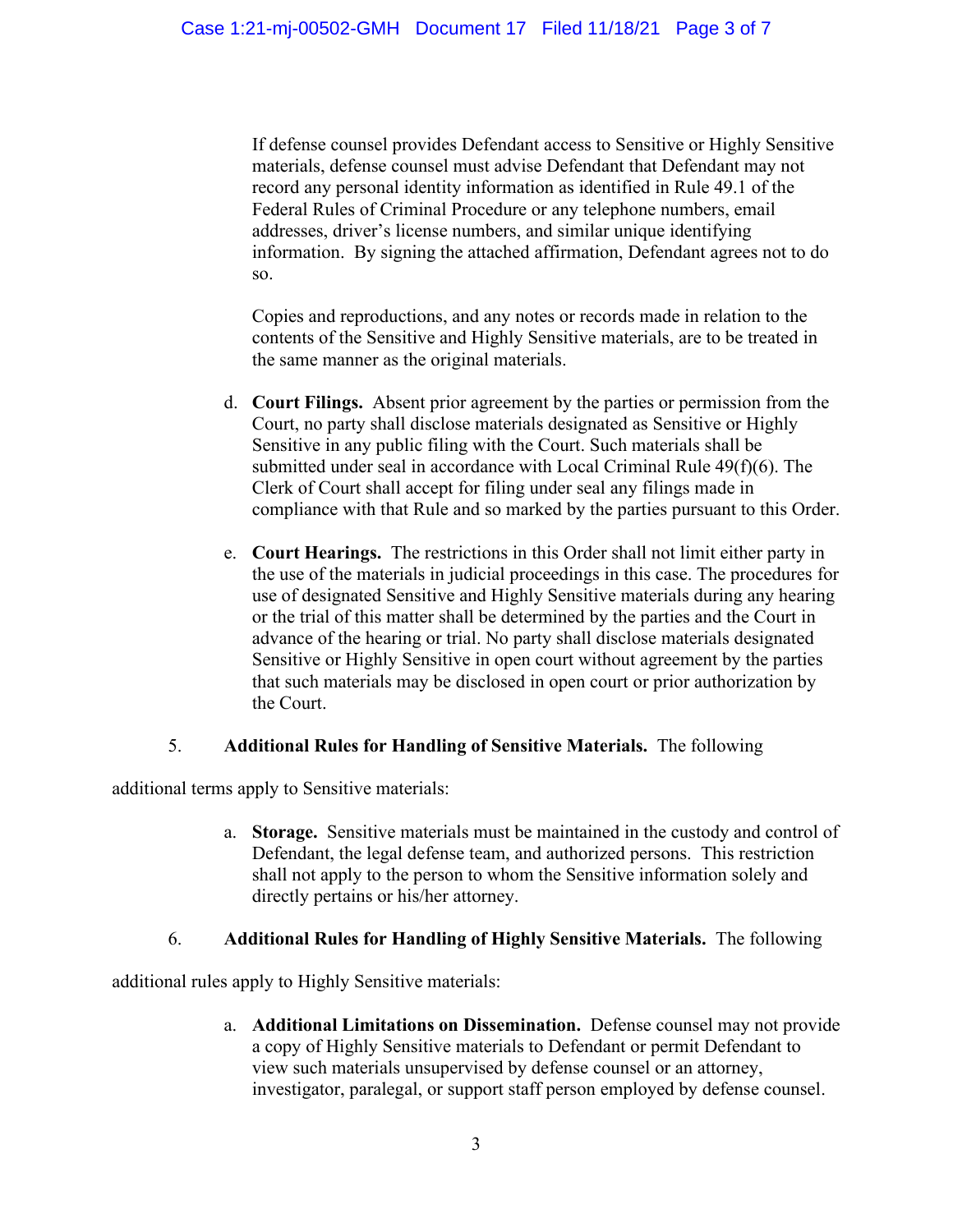If defense counsel provides Defendant access to Sensitive or Highly Sensitive materials, defense counsel must advise Defendant that Defendant may not record any personal identity information as identified in Rule 49.1 of the Federal Rules of Criminal Procedure or any telephone numbers, email addresses, driver's license numbers, and similar unique identifying information. By signing the attached affirmation, Defendant agrees not to do so.

Copies and reproductions, and any notes or records made in relation to the contents of the Sensitive and Highly Sensitive materials, are to be treated in the same manner as the original materials.

d. **Court Filings.** Absent prior agreement by the parties or permission from the Court, no party shall disclose materials designated as Sensitive or Highly Sensitive in any public filing with the Court. Such materials shall be submitted under seal in accordance with Local Criminal Rule 49(f)(6). The Clerk of Court shall accept for filing under seal any filings made in compliance with that Rule and so marked by the parties pursuant to this Order.

e. **Court Hearings.** The restrictions in this Order shall not limit either party in the use of the materials in judicial proceedings in this case. The procedures for use of designated Sensitive and Highly Sensitive materials during any hearing or the trial of this matter shall be determined by the parties and the Court in advance of the hearing or trial. No party shall disclose materials designated Sensitive or Highly Sensitive in open court without agreement by the parties that such materials may be disclosed in open court or prior authorization by the Court.

5. **Additional Rules for Handling of Sensitive Materials.** The following additional terms apply to Sensitive materials:

a. **Storage.** Sensitive materials must be maintained in the custody and control of Defendant, the legal defense team, and authorized persons. This restriction shall not apply to the person to whom the Sensitive information solely and directly pertains or his/her attorney.

6. **Additional Rules for Handling of Highly Sensitive Materials.** The following additional rules apply to Highly Sensitive materials:

a. **Additional Limitations on Dissemination.** Defense counsel may not provide a copy of Highly Sensitive materials to Defendant or permit Defendant to view such materials unsupervised by defense counsel or an attorney, investigator, paralegal, or support staff person employed by defense counsel.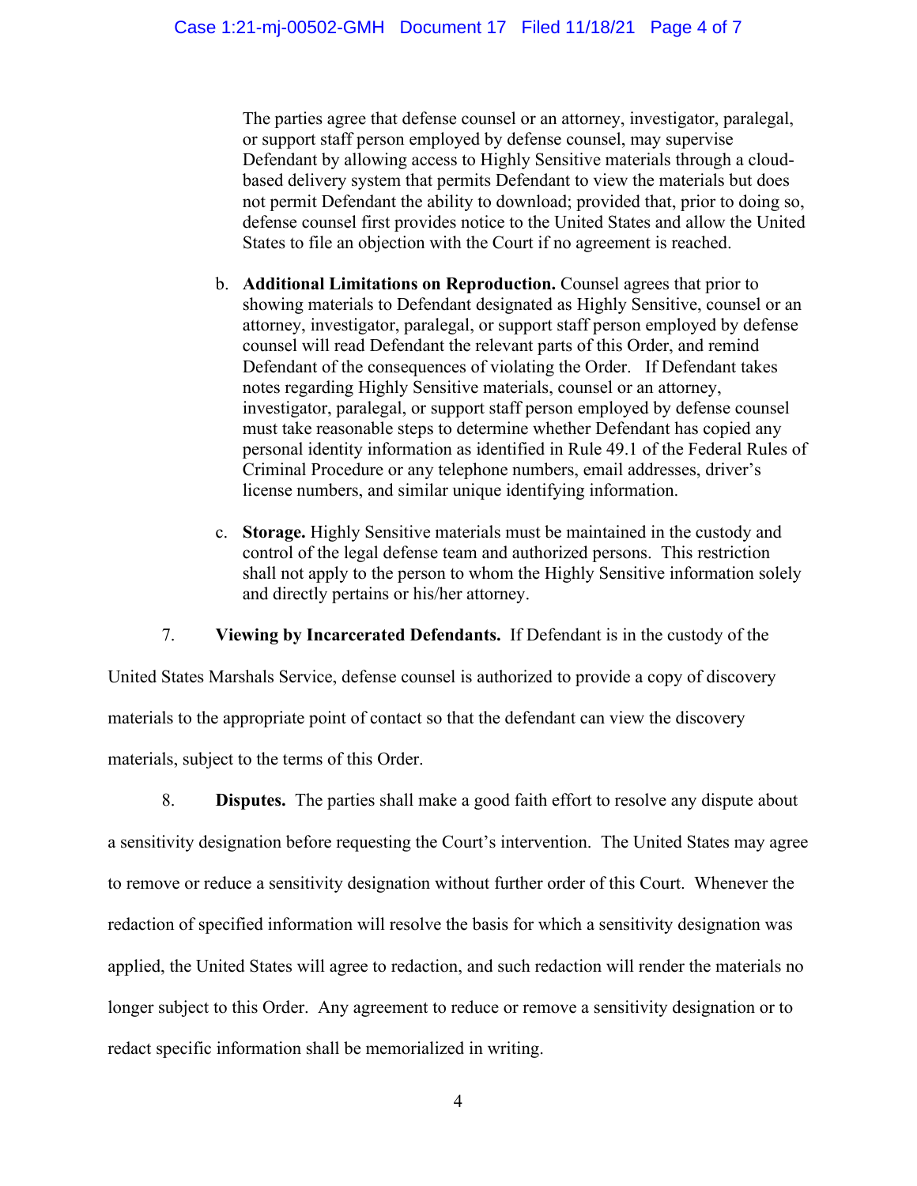The parties agree that defense counsel or an attorney, investigator, paralegal, or support staff person employed by defense counsel, may supervise Defendant by allowing access to Highly Sensitive materials through a cloud-based delivery system that permits Defendant to view the materials but does not permit Defendant the ability to download; provided that, prior to doing so, defense counsel first provides notice to the United States and allow the United States to file an objection with the Court if no agreement is reached.

b. **Additional Limitations on Reproduction.** Counsel agrees that prior to showing materials to Defendant designated as Highly Sensitive, counsel or an attorney, investigator, paralegal, or support staff person employed by defense counsel will read Defendant the relevant parts of this Order, and remind Defendant of the consequences of violating the Order. If Defendant takes notes regarding Highly Sensitive materials, counsel or an attorney, investigator, paralegal, or support staff person employed by defense counsel must take reasonable steps to determine whether Defendant has copied any personal identity information as identified in Rule 49.1 of the Federal Rules of Criminal Procedure or any telephone numbers, email addresses, driver's license numbers, and similar unique identifying information.

c. **Storage.** Highly Sensitive materials must be maintained in the custody and control of the legal defense team and authorized persons. This restriction shall not apply to the person to whom the Highly Sensitive information solely and directly pertains or his/her attorney.

7. **Viewing by Incarcerated Defendants.** If Defendant is in the custody of the United States Marshals Service, defense counsel is authorized to provide a copy of discovery materials to the appropriate point of contact so that the defendant can view the discovery materials, subject to the terms of this Order.

8. **Disputes.** The parties shall make a good faith effort to resolve any dispute about a sensitivity designation before requesting the Court's intervention. The United States may agree to remove or reduce a sensitivity designation without further order of this Court. Whenever the redaction of specified information will resolve the basis for which a sensitivity designation was applied, the United States will agree to redaction, and such redaction will render the materials no longer subject to this Order. Any agreement to reduce or remove a sensitivity designation or to redact specific information shall be memorialized in writing.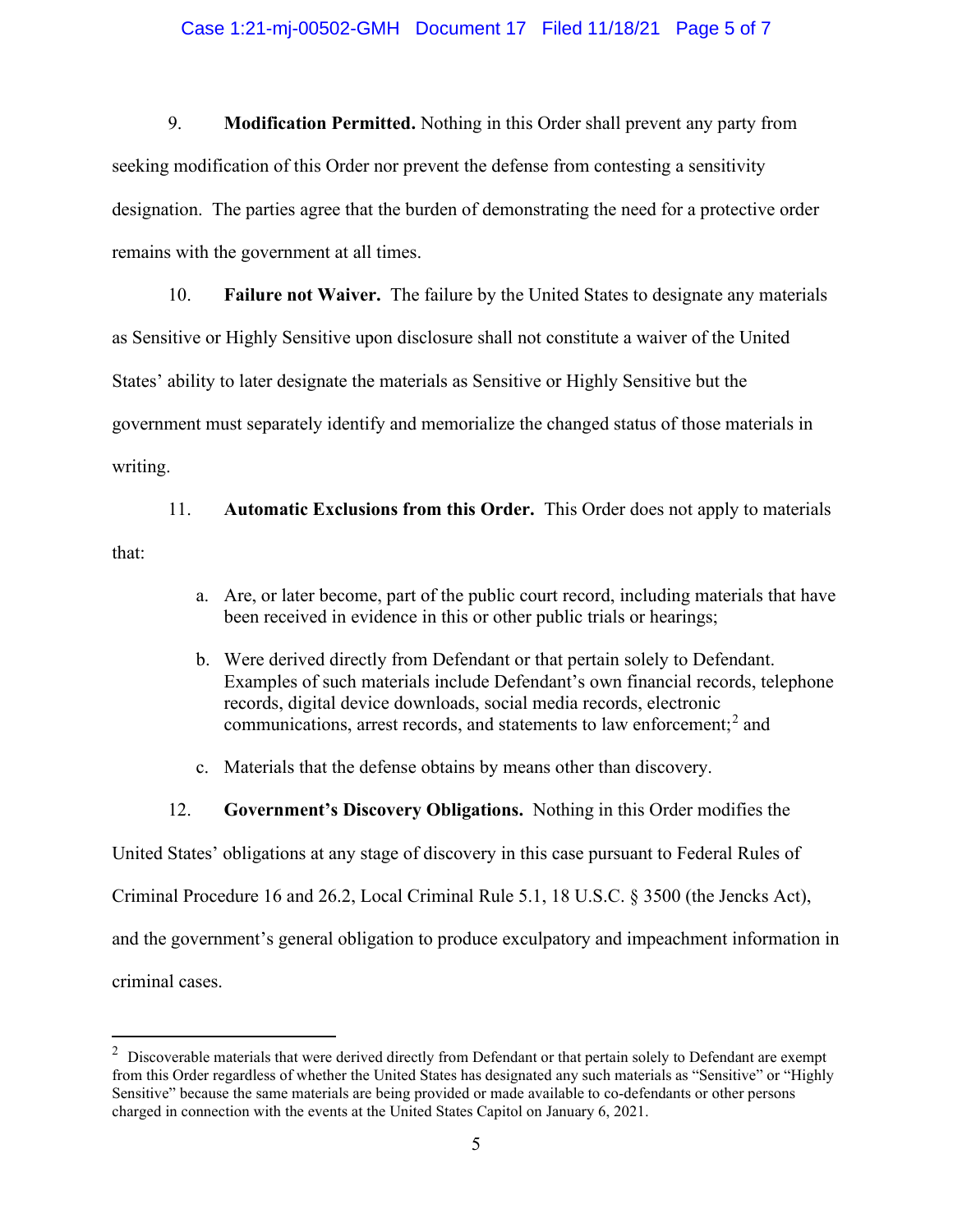9. **Modification Permitted.** Nothing in this Order shall prevent any party from seeking modification of this Order nor prevent the defense from contesting a sensitivity designation. The parties agree that the burden of demonstrating the need for a protective order remains with the government at all times.

10. **Failure not Waiver.** The failure by the United States to designate any materials as Sensitive or Highly Sensitive upon disclosure shall not constitute a waiver of the United States' ability to later designate the materials as Sensitive or Highly Sensitive but the government must separately identify and memorialize the changed status of those materials in writing.

11. **Automatic Exclusions from this Order.** This Order does not apply to materials that:

a. Are, or later become, part of the public court record, including materials that have been received in evidence in this or other public trials or hearings;

b. Were derived directly from Defendant or that pertain solely to Defendant. Examples of such materials include Defendant's own financial records, telephone records, digital device downloads, social media records, electronic communications, arrest records, and statements to law enforcement;[2] and

c. Materials that the defense obtains by means other than discovery.

12. **Government's Discovery Obligations.** Nothing in this Order modifies the United States' obligations at any stage of discovery in this case pursuant to Federal Rules of Criminal Procedure 16 and 26.2, Local Criminal Rule 5.1, 18 U.S.C. § 3500 (the Jencks Act), and the government's general obligation to produce exculpatory and impeachment information in criminal cases.

---

[2] Discoverable materials that were derived directly from Defendant or that pertain solely to Defendant are exempt from this Order regardless of whether the United States has designated any such materials as "Sensitive" or "Highly Sensitive" because the same materials are being provided or made available to co-defendants or other persons charged in connection with the events at the United States Capitol on January 6, 2021.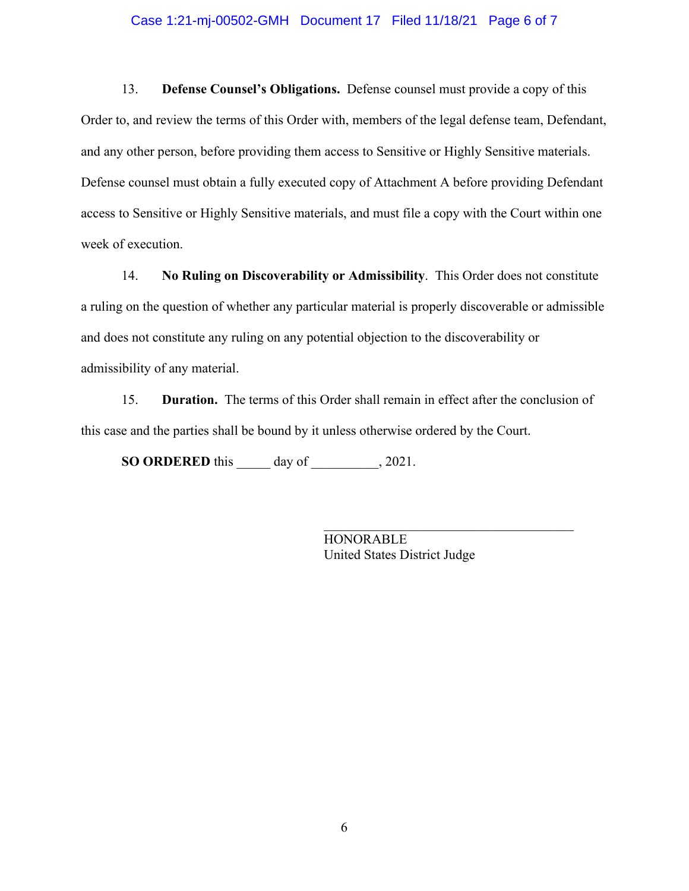13. **Defense Counsel's Obligations.** Defense counsel must provide a copy of this Order to, and review the terms of this Order with, members of the legal defense team, Defendant, and any other person, before providing them access to Sensitive or Highly Sensitive materials. Defense counsel must obtain a fully executed copy of Attachment A before providing Defendant access to Sensitive or Highly Sensitive materials, and must file a copy with the Court within one week of execution.

14. **No Ruling on Discoverability or Admissibility**. This Order does not constitute a ruling on the question of whether any particular material is properly discoverable or admissible and does not constitute any ruling on any potential objection to the discoverability or admissibility of any material.

15. **Duration.** The terms of this Order shall remain in effect after the conclusion of this case and the parties shall be bound by it unless otherwise ordered by the Court.

**SO ORDERED** this _____ day of __________, 2021.

_____________________________________
HONORABLE
United States District Judge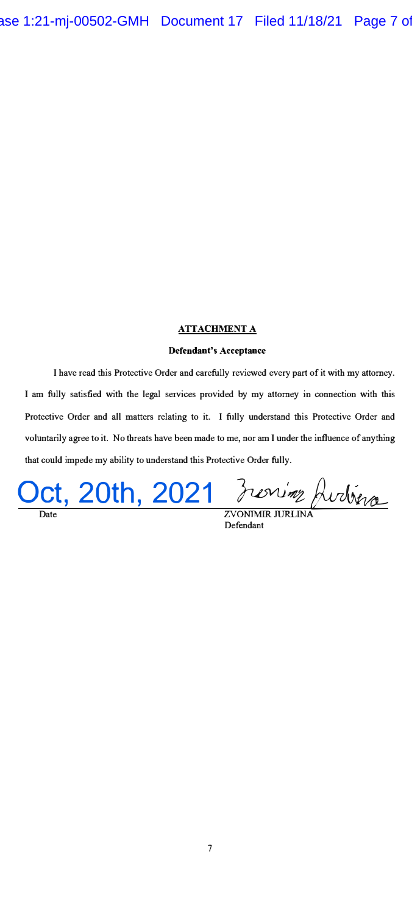## ATTACHMENT A

### Defendant's Acceptance

I have read this Protective Order and carefully reviewed every part of it with my attorney. I am fully satisfied with the legal services provided by my attorney in connection with this Protective Order and all matters relating to it. I fully understand this Protective Order and voluntarily agree to it. No threats have been made to me, nor am I under the influence of anything that could impede my ability to understand this Protective Order fully.

Oct, 20th, 2021
Date

ZVONIMIR JURLINA
Defendant